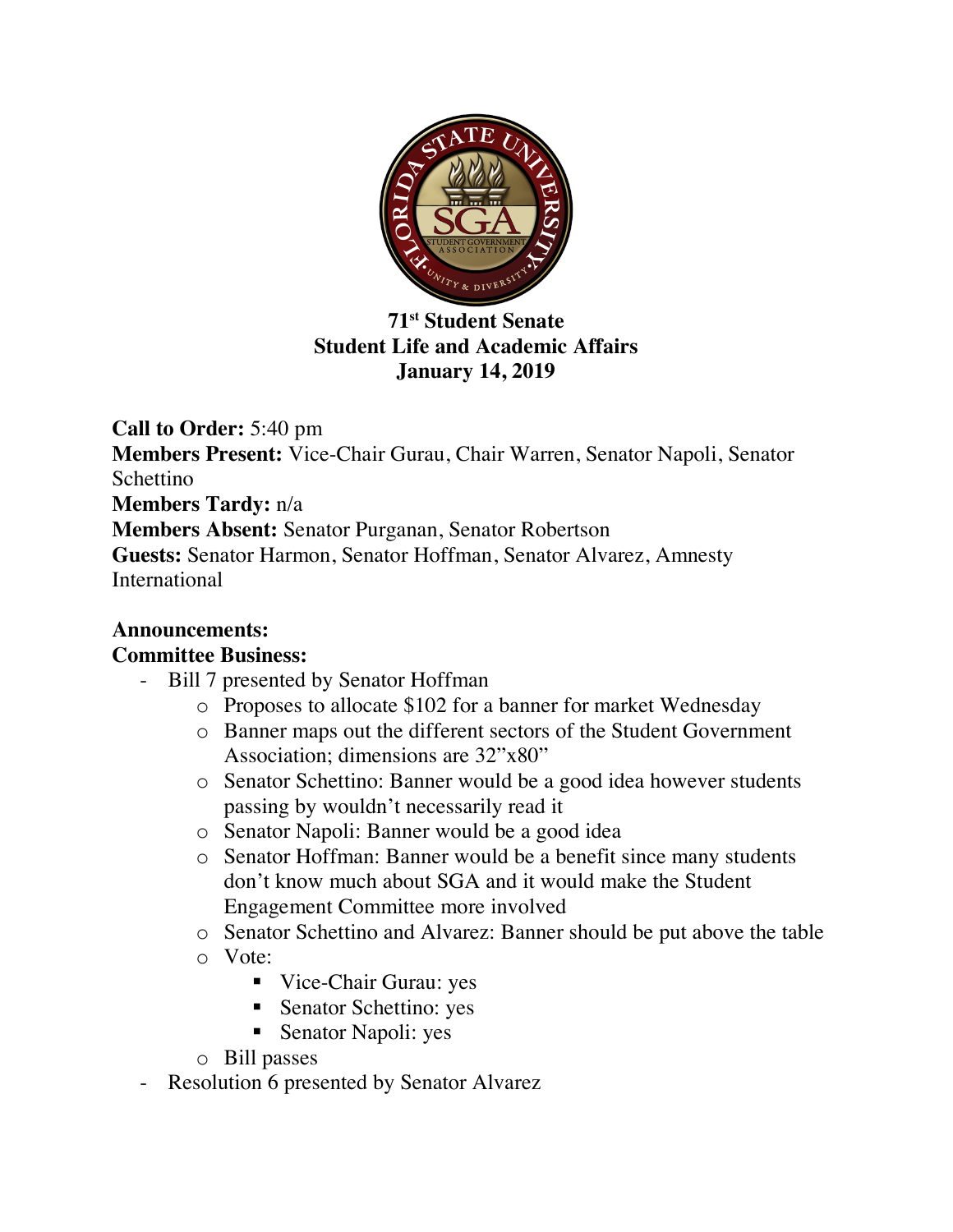**71st Student Senate**
**Student Life and Academic Affairs**
**January 14, 2019**

**Call to Order:** 5:40 pm
**Members Present:** Vice-Chair Gurau, Chair Warren, Senator Napoli, Senator Schettino
**Members Tardy:** n/a
**Members Absent:** Senator Purganan, Senator Robertson
**Guests:** Senator Harmon, Senator Hoffman, Senator Alvarez, Amnesty International

**Announcements:**
**Committee Business:**

- Bill 7 presented by Senator Hoffman
  - Proposes to allocate $102 for a banner for market Wednesday
  - Banner maps out the different sectors of the Student Government Association; dimensions are 32"x80"
  - Senator Schettino: Banner would be a good idea however students passing by wouldn't necessarily read it
  - Senator Napoli: Banner would be a good idea
  - Senator Hoffman: Banner would be a benefit since many students don't know much about SGA and it would make the Student Engagement Committee more involved
  - Senator Schettino and Alvarez: Banner should be put above the table
  - Vote:
    - Vice-Chair Gurau: yes
    - Senator Schettino: yes
    - Senator Napoli: yes
  - Bill passes
- Resolution 6 presented by Senator Alvarez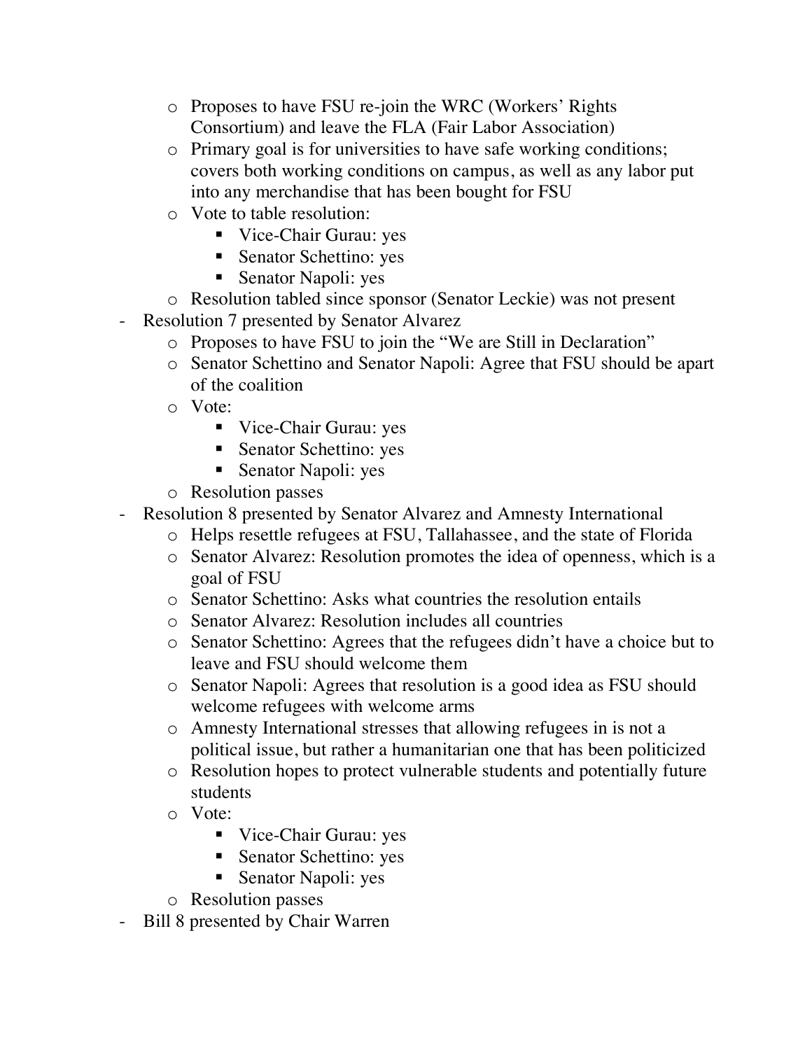- Proposes to have FSU re-join the WRC (Workers' Rights Consortium) and leave the FLA (Fair Labor Association)
  - Primary goal is for universities to have safe working conditions; covers both working conditions on campus, as well as any labor put into any merchandise that has been bought for FSU
  - Vote to table resolution:
    - Vice-Chair Gurau: yes
    - Senator Schettino: yes
    - Senator Napoli: yes
  - Resolution tabled since sponsor (Senator Leckie) was not present
- Resolution 7 presented by Senator Alvarez
  - Proposes to have FSU to join the "We are Still in Declaration"
  - Senator Schettino and Senator Napoli: Agree that FSU should be apart of the coalition
  - Vote:
    - Vice-Chair Gurau: yes
    - Senator Schettino: yes
    - Senator Napoli: yes
  - Resolution passes
- Resolution 8 presented by Senator Alvarez and Amnesty International
  - Helps resettle refugees at FSU, Tallahassee, and the state of Florida
  - Senator Alvarez: Resolution promotes the idea of openness, which is a goal of FSU
  - Senator Schettino: Asks what countries the resolution entails
  - Senator Alvarez: Resolution includes all countries
  - Senator Schettino: Agrees that the refugees didn't have a choice but to leave and FSU should welcome them
  - Senator Napoli: Agrees that resolution is a good idea as FSU should welcome refugees with welcome arms
  - Amnesty International stresses that allowing refugees in is not a political issue, but rather a humanitarian one that has been politicized
  - Resolution hopes to protect vulnerable students and potentially future students
  - Vote:
    - Vice-Chair Gurau: yes
    - Senator Schettino: yes
    - Senator Napoli: yes
  - Resolution passes
- Bill 8 presented by Chair Warren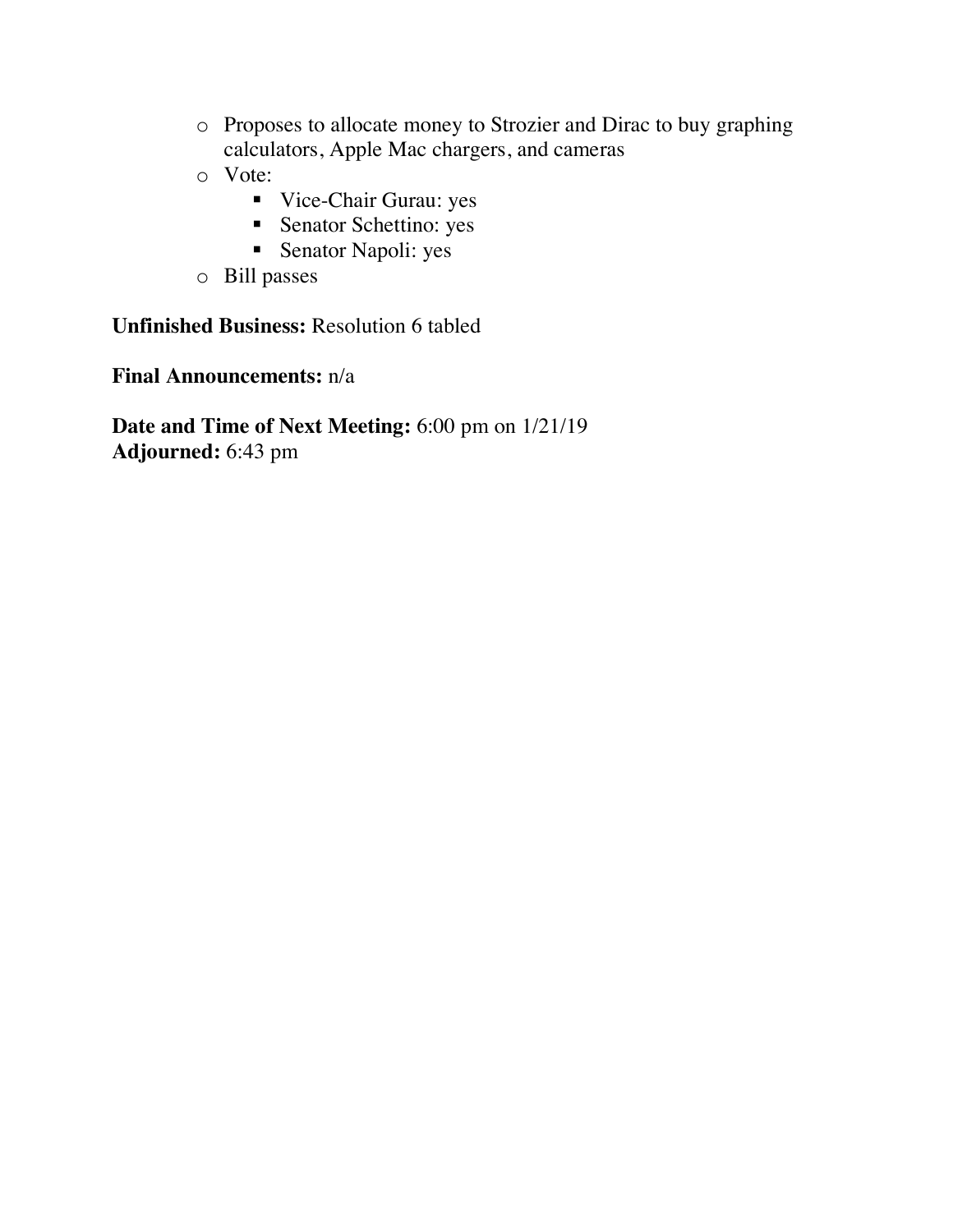- Proposes to allocate money to Strozier and Dirac to buy graphing calculators, Apple Mac chargers, and cameras
- Vote:
  - Vice-Chair Gurau: yes
  - Senator Schettino: yes
  - Senator Napoli: yes
- Bill passes

**Unfinished Business:** Resolution 6 tabled

**Final Announcements:** n/a

**Date and Time of Next Meeting:** 6:00 pm on 1/21/19
**Adjourned:** 6:43 pm